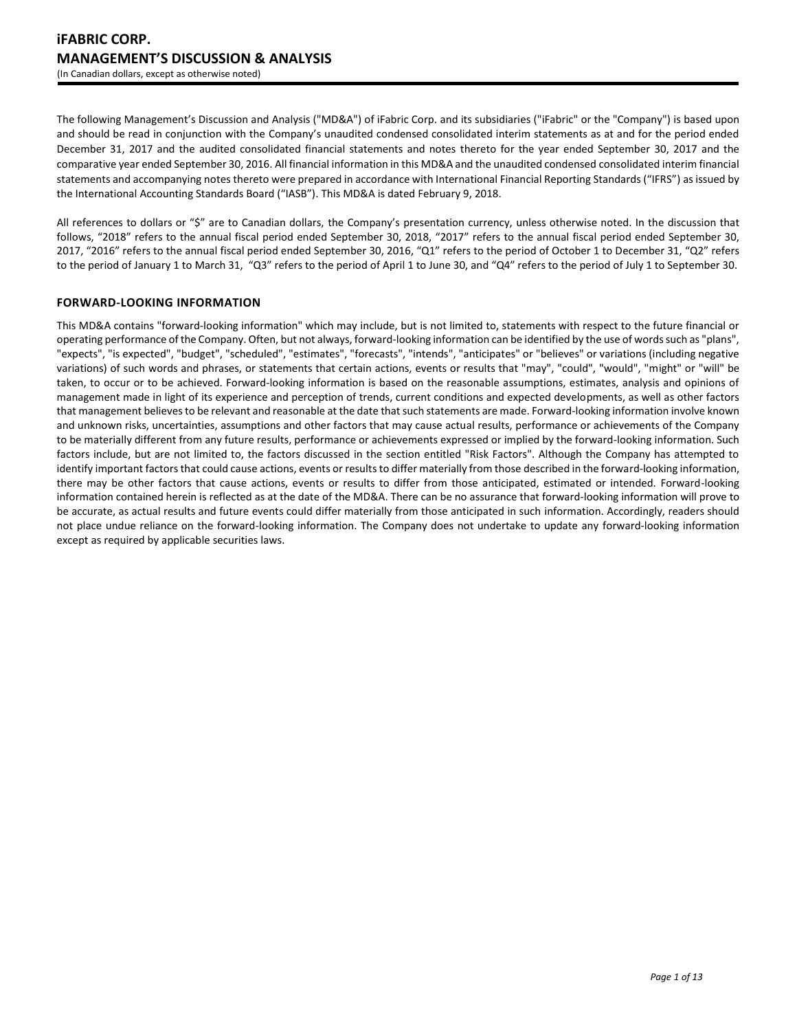# iFABRIC CORP.
# MANAGEMENT'S DISCUSSION & ANALYSIS

(In Canadian dollars, except as otherwise noted)

The following Management's Discussion and Analysis ("MD&A") of iFabric Corp. and its subsidiaries ("iFabric" or the "Company") is based upon and should be read in conjunction with the Company's unaudited condensed consolidated interim statements as at and for the period ended December 31, 2017 and the audited consolidated financial statements and notes thereto for the year ended September 30, 2017 and the comparative year ended September 30, 2016. All financial information in this MD&A and the unaudited condensed consolidated interim financial statements and accompanying notes thereto were prepared in accordance with International Financial Reporting Standards ("IFRS") as issued by the International Accounting Standards Board ("IASB"). This MD&A is dated February 9, 2018.

All references to dollars or "$" are to Canadian dollars, the Company's presentation currency, unless otherwise noted. In the discussion that follows, "2018" refers to the annual fiscal period ended September 30, 2018, "2017" refers to the annual fiscal period ended September 30, 2017, "2016" refers to the annual fiscal period ended September 30, 2016, "Q1" refers to the period of October 1 to December 31, "Q2" refers to the period of January 1 to March 31, "Q3" refers to the period of April 1 to June 30, and "Q4" refers to the period of July 1 to September 30.

## FORWARD-LOOKING INFORMATION

This MD&A contains "forward-looking information" which may include, but is not limited to, statements with respect to the future financial or operating performance of the Company. Often, but not always, forward-looking information can be identified by the use of words such as "plans", "expects", "is expected", "budget", "scheduled", "estimates", "forecasts", "intends", "anticipates" or "believes" or variations (including negative variations) of such words and phrases, or statements that certain actions, events or results that "may", "could", "would", "might" or "will" be taken, to occur or to be achieved. Forward-looking information is based on the reasonable assumptions, estimates, analysis and opinions of management made in light of its experience and perception of trends, current conditions and expected developments, as well as other factors that management believes to be relevant and reasonable at the date that such statements are made. Forward-looking information involve known and unknown risks, uncertainties, assumptions and other factors that may cause actual results, performance or achievements of the Company to be materially different from any future results, performance or achievements expressed or implied by the forward-looking information. Such factors include, but are not limited to, the factors discussed in the section entitled "Risk Factors". Although the Company has attempted to identify important factors that could cause actions, events or results to differ materially from those described in the forward-looking information, there may be other factors that cause actions, events or results to differ from those anticipated, estimated or intended. Forward-looking information contained herein is reflected as at the date of the MD&A. There can be no assurance that forward-looking information will prove to be accurate, as actual results and future events could differ materially from those anticipated in such information. Accordingly, readers should not place undue reliance on the forward-looking information. The Company does not undertake to update any forward-looking information except as required by applicable securities laws.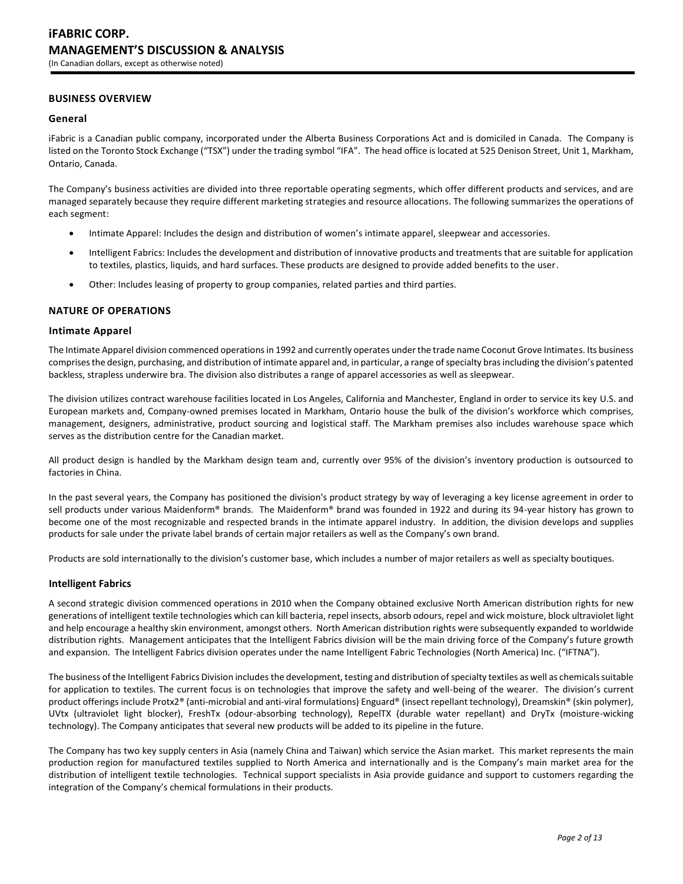## BUSINESS OVERVIEW

### General

iFabric is a Canadian public company, incorporated under the Alberta Business Corporations Act and is domiciled in Canada. The Company is listed on the Toronto Stock Exchange ("TSX") under the trading symbol "IFA". The head office is located at 525 Denison Street, Unit 1, Markham, Ontario, Canada.

The Company's business activities are divided into three reportable operating segments, which offer different products and services, and are managed separately because they require different marketing strategies and resource allocations. The following summarizes the operations of each segment:

- Intimate Apparel: Includes the design and distribution of women's intimate apparel, sleepwear and accessories.
- Intelligent Fabrics: Includes the development and distribution of innovative products and treatments that are suitable for application to textiles, plastics, liquids, and hard surfaces. These products are designed to provide added benefits to the user.
- Other: Includes leasing of property to group companies, related parties and third parties.

## NATURE OF OPERATIONS

### Intimate Apparel

The Intimate Apparel division commenced operations in 1992 and currently operates under the trade name Coconut Grove Intimates. Its business comprises the design, purchasing, and distribution of intimate apparel and, in particular, a range of specialty bras including the division's patented backless, strapless underwire bra. The division also distributes a range of apparel accessories as well as sleepwear.

The division utilizes contract warehouse facilities located in Los Angeles, California and Manchester, England in order to service its key U.S. and European markets and, Company-owned premises located in Markham, Ontario house the bulk of the division's workforce which comprises, management, designers, administrative, product sourcing and logistical staff. The Markham premises also includes warehouse space which serves as the distribution centre for the Canadian market.

All product design is handled by the Markham design team and, currently over 95% of the division's inventory production is outsourced to factories in China.

In the past several years, the Company has positioned the division's product strategy by way of leveraging a key license agreement in order to sell products under various Maidenform® brands. The Maidenform® brand was founded in 1922 and during its 94-year history has grown to become one of the most recognizable and respected brands in the intimate apparel industry. In addition, the division develops and supplies products for sale under the private label brands of certain major retailers as well as the Company's own brand.

Products are sold internationally to the division's customer base, which includes a number of major retailers as well as specialty boutiques.

### Intelligent Fabrics

A second strategic division commenced operations in 2010 when the Company obtained exclusive North American distribution rights for new generations of intelligent textile technologies which can kill bacteria, repel insects, absorb odours, repel and wick moisture, block ultraviolet light and help encourage a healthy skin environment, amongst others. North American distribution rights were subsequently expanded to worldwide distribution rights. Management anticipates that the Intelligent Fabrics division will be the main driving force of the Company's future growth and expansion. The Intelligent Fabrics division operates under the name Intelligent Fabric Technologies (North America) Inc. ("IFTNA").

The business of the Intelligent Fabrics Division includes the development, testing and distribution of specialty textiles as well as chemicals suitable for application to textiles. The current focus is on technologies that improve the safety and well-being of the wearer. The division's current product offerings include Protx2® (anti-microbial and anti-viral formulations) Enguard® (insect repellant technology), Dreamskin® (skin polymer), UVtx (ultraviolet light blocker), FreshTx (odour-absorbing technology), RepelTX (durable water repellant) and DryTx (moisture-wicking technology). The Company anticipates that several new products will be added to its pipeline in the future.

The Company has two key supply centers in Asia (namely China and Taiwan) which service the Asian market. This market represents the main production region for manufactured textiles supplied to North America and internationally and is the Company's main market area for the distribution of intelligent textile technologies. Technical support specialists in Asia provide guidance and support to customers regarding the integration of the Company's chemical formulations in their products.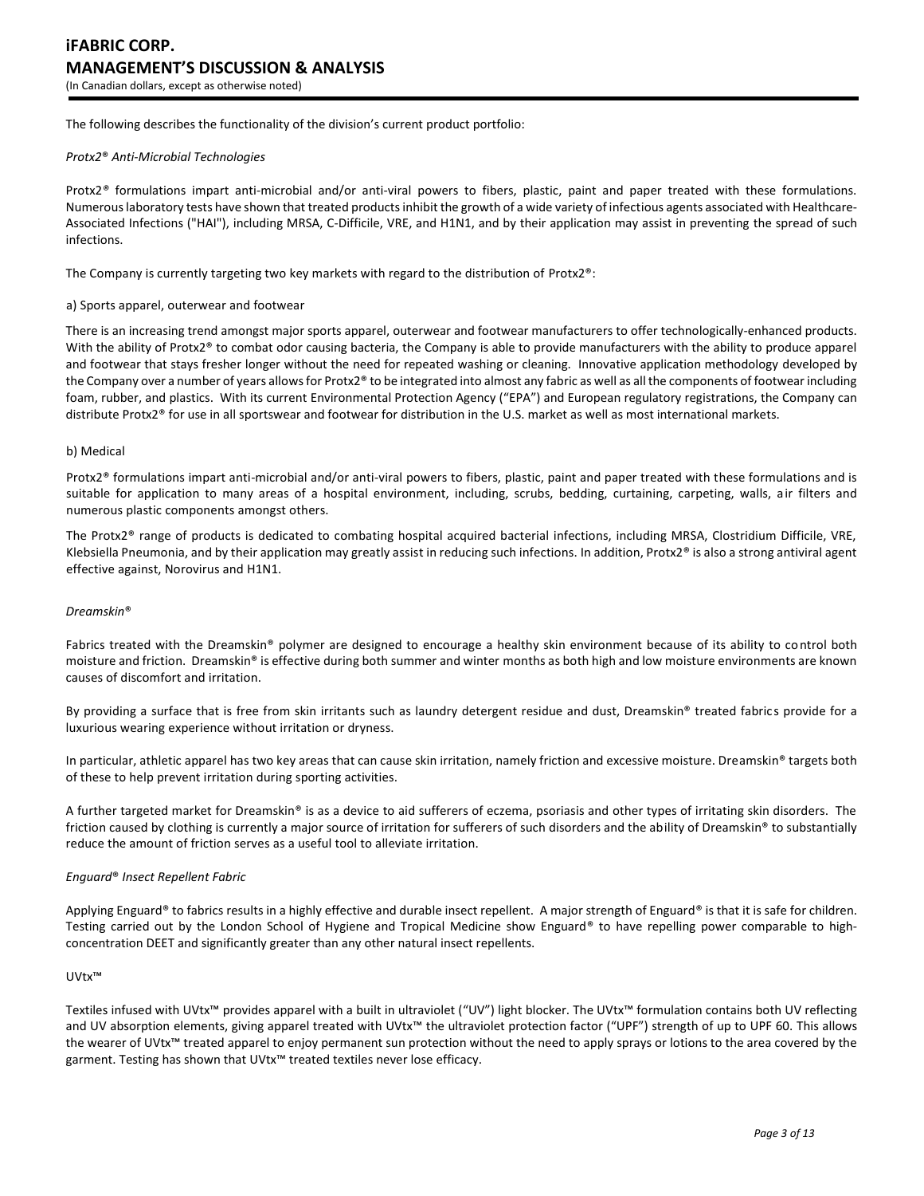The following describes the functionality of the division's current product portfolio:

*Protx2® Anti-Microbial Technologies*

Protx2® formulations impart anti-microbial and/or anti-viral powers to fibers, plastic, paint and paper treated with these formulations. Numerous laboratory tests have shown that treated products inhibit the growth of a wide variety of infectious agents associated with Healthcare-Associated Infections ("HAI"), including MRSA, C-Difficile, VRE, and H1N1, and by their application may assist in preventing the spread of such infections.

The Company is currently targeting two key markets with regard to the distribution of Protx2®:

a) Sports apparel, outerwear and footwear

There is an increasing trend amongst major sports apparel, outerwear and footwear manufacturers to offer technologically-enhanced products. With the ability of Protx2® to combat odor causing bacteria, the Company is able to provide manufacturers with the ability to produce apparel and footwear that stays fresher longer without the need for repeated washing or cleaning. Innovative application methodology developed by the Company over a number of years allows for Protx2® to be integrated into almost any fabric as well as all the components of footwear including foam, rubber, and plastics. With its current Environmental Protection Agency ("EPA") and European regulatory registrations, the Company can distribute Protx2® for use in all sportswear and footwear for distribution in the U.S. market as well as most international markets.

b) Medical

Protx2® formulations impart anti-microbial and/or anti-viral powers to fibers, plastic, paint and paper treated with these formulations and is suitable for application to many areas of a hospital environment, including, scrubs, bedding, curtaining, carpeting, walls, air filters and numerous plastic components amongst others.

The Protx2® range of products is dedicated to combating hospital acquired bacterial infections, including MRSA, Clostridium Difficile, VRE, Klebsiella Pneumonia, and by their application may greatly assist in reducing such infections. In addition, Protx2® is also a strong antiviral agent effective against, Norovirus and H1N1.

*Dreamskin®*

Fabrics treated with the Dreamskin® polymer are designed to encourage a healthy skin environment because of its ability to control both moisture and friction. Dreamskin® is effective during both summer and winter months as both high and low moisture environments are known causes of discomfort and irritation.

By providing a surface that is free from skin irritants such as laundry detergent residue and dust, Dreamskin® treated fabrics provide for a luxurious wearing experience without irritation or dryness.

In particular, athletic apparel has two key areas that can cause skin irritation, namely friction and excessive moisture. Dreamskin® targets both of these to help prevent irritation during sporting activities.

A further targeted market for Dreamskin® is as a device to aid sufferers of eczema, psoriasis and other types of irritating skin disorders. The friction caused by clothing is currently a major source of irritation for sufferers of such disorders and the ability of Dreamskin® to substantially reduce the amount of friction serves as a useful tool to alleviate irritation.

*Enguard® Insect Repellent Fabric*

Applying Enguard® to fabrics results in a highly effective and durable insect repellent. A major strength of Enguard® is that it is safe for children. Testing carried out by the London School of Hygiene and Tropical Medicine show Enguard® to have repelling power comparable to high-concentration DEET and significantly greater than any other natural insect repellents.

UVtx™

Textiles infused with UVtx™ provides apparel with a built in ultraviolet ("UV") light blocker. The UVtx™ formulation contains both UV reflecting and UV absorption elements, giving apparel treated with UVtx™ the ultraviolet protection factor ("UPF") strength of up to UPF 60. This allows the wearer of UVtx™ treated apparel to enjoy permanent sun protection without the need to apply sprays or lotions to the area covered by the garment. Testing has shown that UVtx™ treated textiles never lose efficacy.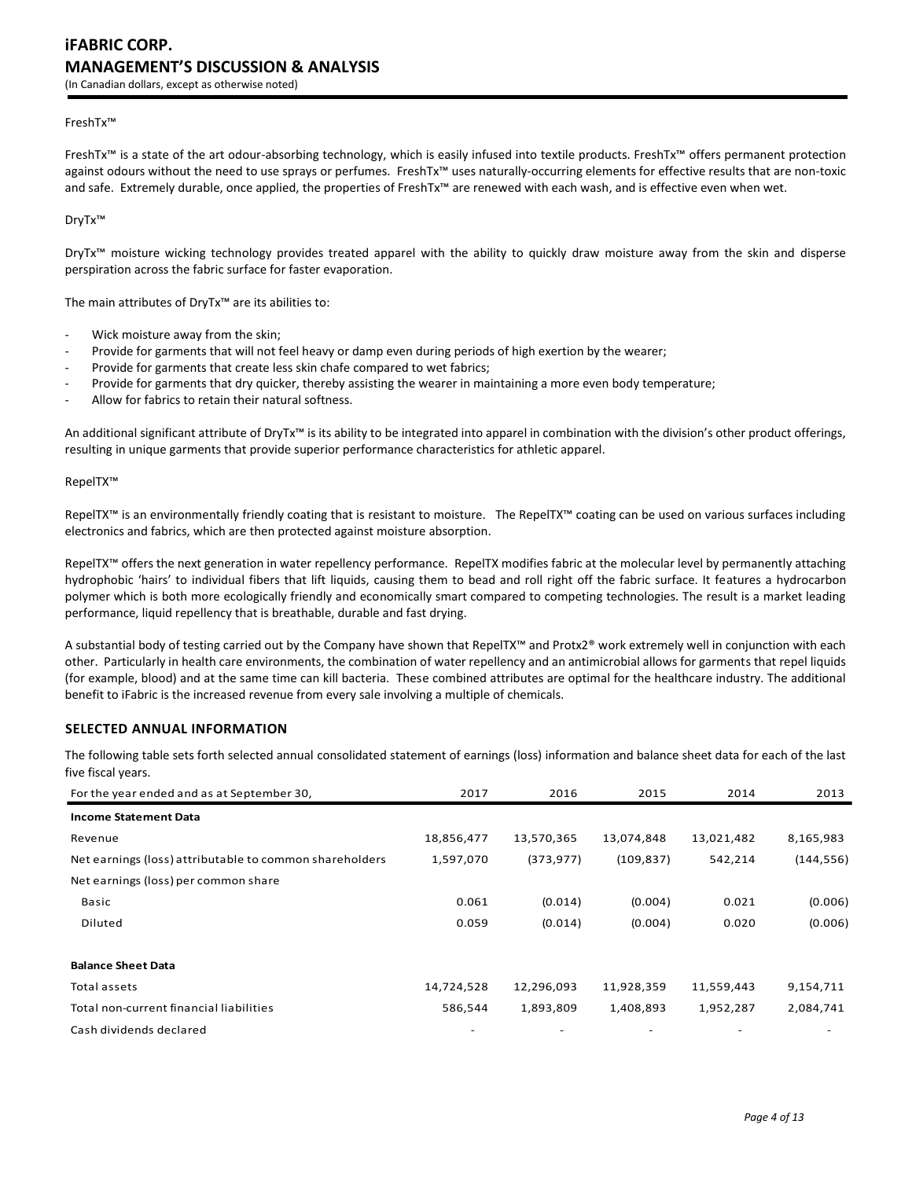FreshTx™

FreshTx™ is a state of the art odour-absorbing technology, which is easily infused into textile products. FreshTx™ offers permanent protection against odours without the need to use sprays or perfumes. FreshTx™ uses naturally-occurring elements for effective results that are non-toxic and safe. Extremely durable, once applied, the properties of FreshTx™ are renewed with each wash, and is effective even when wet.

DryTx™

DryTx™ moisture wicking technology provides treated apparel with the ability to quickly draw moisture away from the skin and disperse perspiration across the fabric surface for faster evaporation.

The main attributes of DryTx™ are its abilities to:

- Wick moisture away from the skin;
- Provide for garments that will not feel heavy or damp even during periods of high exertion by the wearer;
- Provide for garments that create less skin chafe compared to wet fabrics;
- Provide for garments that dry quicker, thereby assisting the wearer in maintaining a more even body temperature;
- Allow for fabrics to retain their natural softness.

An additional significant attribute of DryTx™ is its ability to be integrated into apparel in combination with the division's other product offerings, resulting in unique garments that provide superior performance characteristics for athletic apparel.

RepelTX™

RepelTX™ is an environmentally friendly coating that is resistant to moisture. The RepelTX™ coating can be used on various surfaces including electronics and fabrics, which are then protected against moisture absorption.

RepelTX™ offers the next generation in water repellency performance. RepelTX modifies fabric at the molecular level by permanently attaching hydrophobic 'hairs' to individual fibers that lift liquids, causing them to bead and roll right off the fabric surface. It features a hydrocarbon polymer which is both more ecologically friendly and economically smart compared to competing technologies. The result is a market leading performance, liquid repellency that is breathable, durable and fast drying.

A substantial body of testing carried out by the Company have shown that RepelTX™ and Protx2® work extremely well in conjunction with each other. Particularly in health care environments, the combination of water repellency and an antimicrobial allows for garments that repel liquids (for example, blood) and at the same time can kill bacteria. These combined attributes are optimal for the healthcare industry. The additional benefit to iFabric is the increased revenue from every sale involving a multiple of chemicals.

## SELECTED ANNUAL INFORMATION

The following table sets forth selected annual consolidated statement of earnings (loss) information and balance sheet data for each of the last five fiscal years.

| For the year ended and as at September 30, | 2017 | 2016 | 2015 | 2014 | 2013 |
|---|---|---|---|---|---|
| **Income Statement Data** | | | | | |
| Revenue | 18,856,477 | 13,570,365 | 13,074,848 | 13,021,482 | 8,165,983 |
| Net earnings (loss) attributable to common shareholders | 1,597,070 | (373,977) | (109,837) | 542,214 | (144,556) |
| Net earnings (loss) per common share | | | | | |
| Basic | 0.061 | (0.014) | (0.004) | 0.021 | (0.006) |
| Diluted | 0.059 | (0.014) | (0.004) | 0.020 | (0.006) |
| | | | | | |
| **Balance Sheet Data** | | | | | |
| Total assets | 14,724,528 | 12,296,093 | 11,928,359 | 11,559,443 | 9,154,711 |
| Total non-current financial liabilities | 586,544 | 1,893,809 | 1,408,893 | 1,952,287 | 2,084,741 |
| Cash dividends declared | - | - | - | - | - |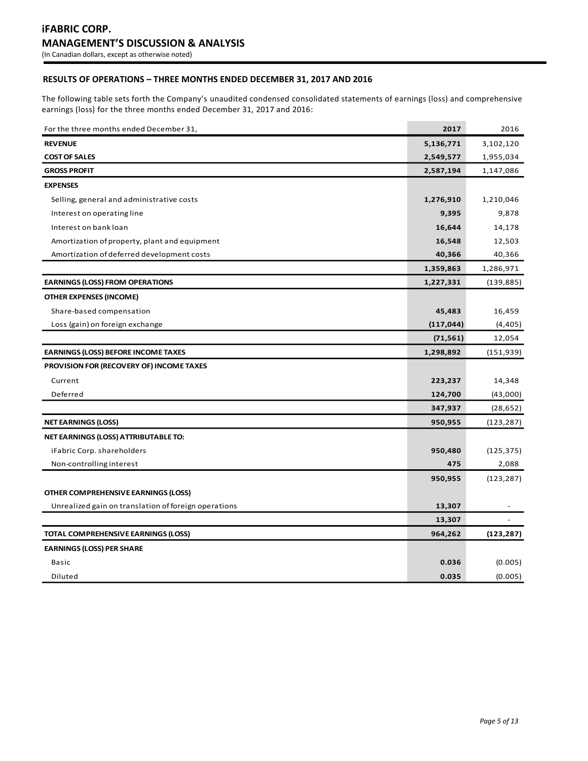# iFABRIC CORP.
# MANAGEMENT'S DISCUSSION & ANALYSIS
(In Canadian dollars, except as otherwise noted)

## RESULTS OF OPERATIONS – THREE MONTHS ENDED DECEMBER 31, 2017 AND 2016

The following table sets forth the Company's unaudited condensed consolidated statements of earnings (loss) and comprehensive earnings (loss) for the three months ended December 31, 2017 and 2016:

| For the three months ended December 31, | 2017 | 2016 |
|---|---|---|
| **REVENUE** | **5,136,771** | 3,102,120 |
| **COST OF SALES** | **2,549,577** | 1,955,034 |
| **GROSS PROFIT** | **2,587,194** | 1,147,086 |
| **EXPENSES** | | |
| Selling, general and administrative costs | **1,276,910** | 1,210,046 |
| Interest on operating line | **9,395** | 9,878 |
| Interest on bank loan | **16,644** | 14,178 |
| Amortization of property, plant and equipment | **16,548** | 12,503 |
| Amortization of deferred development costs | **40,366** | 40,366 |
| | **1,359,863** | 1,286,971 |
| **EARNINGS (LOSS) FROM OPERATIONS** | **1,227,331** | (139,885) |
| **OTHER EXPENSES (INCOME)** | | |
| Share-based compensation | **45,483** | 16,459 |
| Loss (gain) on foreign exchange | **(117,044)** | (4,405) |
| | **(71,561)** | 12,054 |
| **EARNINGS (LOSS) BEFORE INCOME TAXES** | **1,298,892** | (151,939) |
| **PROVISION FOR (RECOVERY OF) INCOME TAXES** | | |
| Current | **223,237** | 14,348 |
| Deferred | **124,700** | (43,000) |
| | **347,937** | (28,652) |
| **NET EARNINGS (LOSS)** | **950,955** | (123,287) |
| **NET EARNINGS (LOSS) ATTRIBUTABLE TO:** | | |
| iFabric Corp. shareholders | **950,480** | (125,375) |
| Non-controlling interest | **475** | 2,088 |
| | **950,955** | (123,287) |
| **OTHER COMPREHENSIVE EARNINGS (LOSS)** | | |
| Unrealized gain on translation of foreign operations | **13,307** | - |
| | **13,307** | - |
| **TOTAL COMPREHENSIVE EARNINGS (LOSS)** | **964,262** | **(123,287)** |
| **EARNINGS (LOSS) PER SHARE** | | |
| Basic | **0.036** | (0.005) |
| Diluted | **0.035** | (0.005) |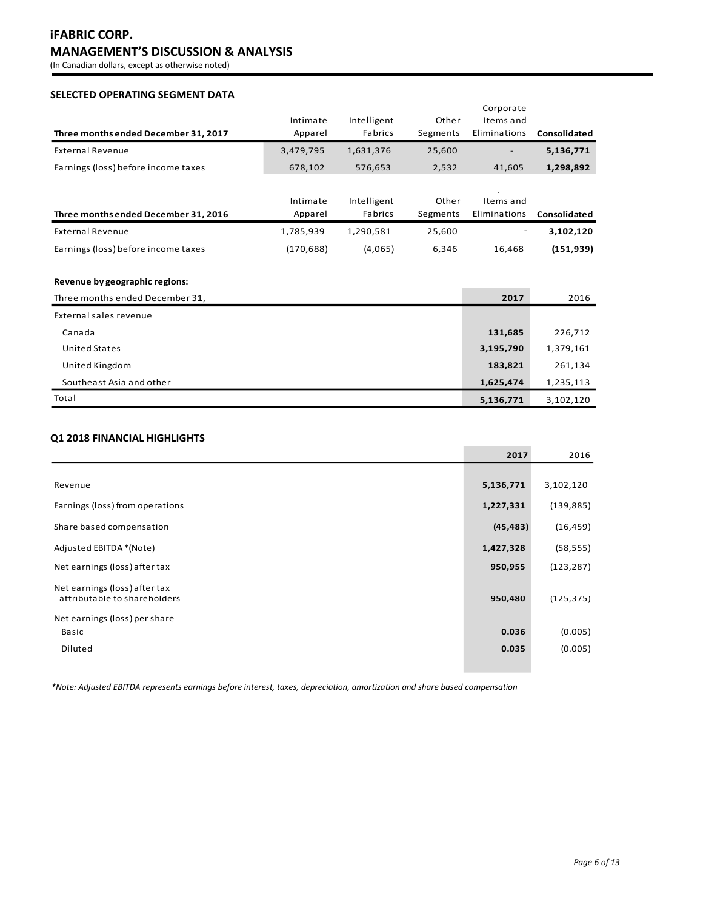# iFABRIC CORP.
## MANAGEMENT'S DISCUSSION & ANALYSIS
(In Canadian dollars, except as otherwise noted)

### SELECTED OPERATING SEGMENT DATA

| Three months ended December 31, 2017 | Intimate Apparel | Intelligent Fabrics | Other Segments | Corporate Items and Eliminations | Consolidated |
|---|---|---|---|---|---|
| External Revenue | 3,479,795 | 1,631,376 | 25,600 | - | **5,136,771** |
| Earnings (loss) before income taxes | 678,102 | 576,653 | 2,532 | 41,605 | **1,298,892** |

| Three months ended December 31, 2016 | Intimate Apparel | Intelligent Fabrics | Other Segments | Items and Eliminations | Consolidated |
|---|---|---|---|---|---|
| External Revenue | 1,785,939 | 1,290,581 | 25,600 | - | **3,102,120** |
| Earnings (loss) before income taxes | (170,688) | (4,065) | 6,346 | 16,468 | **(151,939)** |

**Revenue by geographic regions:**

| Three months ended December 31, | 2017 | 2016 |
|---|---|---|
| External sales revenue | | |
| Canada | **131,685** | 226,712 |
| United States | **3,195,790** | 1,379,161 |
| United Kingdom | **183,821** | 261,134 |
| Southeast Asia and other | **1,625,474** | 1,235,113 |
| Total | **5,136,771** | 3,102,120 |

### Q1 2018 FINANCIAL HIGHLIGHTS

| | 2017 | 2016 |
|---|---|---|
| Revenue | **5,136,771** | 3,102,120 |
| Earnings (loss) from operations | **1,227,331** | (139,885) |
| Share based compensation | **(45,483)** | (16,459) |
| Adjusted EBITDA *(Note) | **1,427,328** | (58,555) |
| Net earnings (loss) after tax | **950,955** | (123,287) |
| Net earnings (loss) after tax attributable to shareholders | **950,480** | (125,375) |
| Net earnings (loss) per share | | |
| Basic | **0.036** | (0.005) |
| Diluted | **0.035** | (0.005) |

*\*Note: Adjusted EBITDA represents earnings before interest, taxes, depreciation, amortization and share based compensation*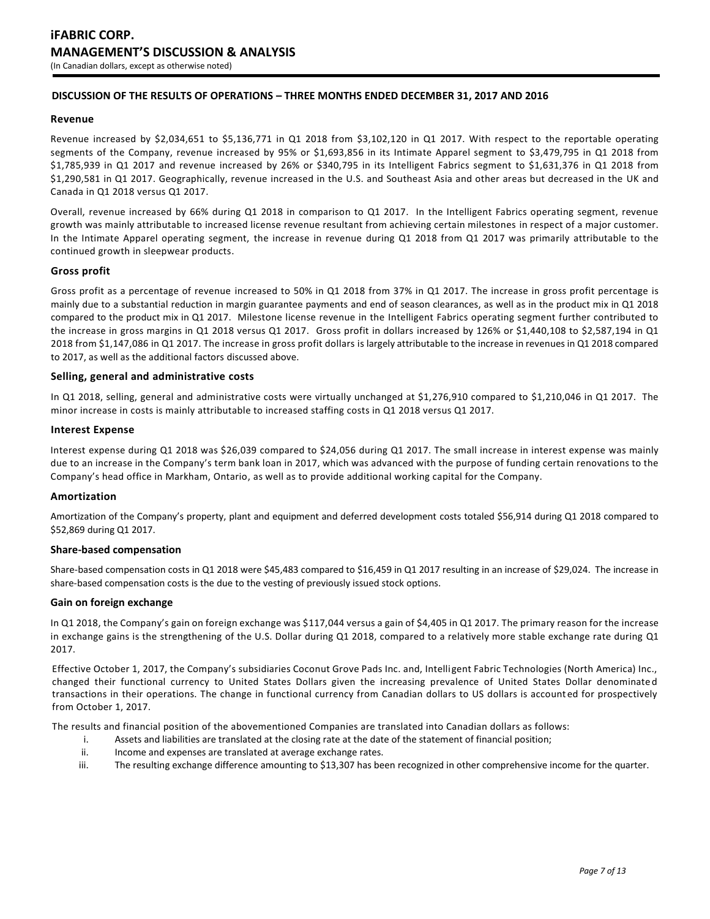## DISCUSSION OF THE RESULTS OF OPERATIONS – THREE MONTHS ENDED DECEMBER 31, 2017 AND 2016

### Revenue

Revenue increased by $2,034,651 to $5,136,771 in Q1 2018 from $3,102,120 in Q1 2017. With respect to the reportable operating segments of the Company, revenue increased by 95% or $1,693,856 in its Intimate Apparel segment to $3,479,795 in Q1 2018 from $1,785,939 in Q1 2017 and revenue increased by 26% or $340,795 in its Intelligent Fabrics segment to $1,631,376 in Q1 2018 from $1,290,581 in Q1 2017. Geographically, revenue increased in the U.S. and Southeast Asia and other areas but decreased in the UK and Canada in Q1 2018 versus Q1 2017.

Overall, revenue increased by 66% during Q1 2018 in comparison to Q1 2017. In the Intelligent Fabrics operating segment, revenue growth was mainly attributable to increased license revenue resultant from achieving certain milestones in respect of a major customer. In the Intimate Apparel operating segment, the increase in revenue during Q1 2018 from Q1 2017 was primarily attributable to the continued growth in sleepwear products.

### Gross profit

Gross profit as a percentage of revenue increased to 50% in Q1 2018 from 37% in Q1 2017. The increase in gross profit percentage is mainly due to a substantial reduction in margin guarantee payments and end of season clearances, as well as in the product mix in Q1 2018 compared to the product mix in Q1 2017. Milestone license revenue in the Intelligent Fabrics operating segment further contributed to the increase in gross margins in Q1 2018 versus Q1 2017. Gross profit in dollars increased by 126% or $1,440,108 to $2,587,194 in Q1 2018 from $1,147,086 in Q1 2017. The increase in gross profit dollars is largely attributable to the increase in revenues in Q1 2018 compared to 2017, as well as the additional factors discussed above.

### Selling, general and administrative costs

In Q1 2018, selling, general and administrative costs were virtually unchanged at $1,276,910 compared to $1,210,046 in Q1 2017. The minor increase in costs is mainly attributable to increased staffing costs in Q1 2018 versus Q1 2017.

### Interest Expense

Interest expense during Q1 2018 was $26,039 compared to $24,056 during Q1 2017. The small increase in interest expense was mainly due to an increase in the Company's term bank loan in 2017, which was advanced with the purpose of funding certain renovations to the Company's head office in Markham, Ontario, as well as to provide additional working capital for the Company.

### Amortization

Amortization of the Company's property, plant and equipment and deferred development costs totaled $56,914 during Q1 2018 compared to $52,869 during Q1 2017.

### Share-based compensation

Share-based compensation costs in Q1 2018 were $45,483 compared to $16,459 in Q1 2017 resulting in an increase of $29,024. The increase in share-based compensation costs is the due to the vesting of previously issued stock options.

### Gain on foreign exchange

In Q1 2018, the Company's gain on foreign exchange was $117,044 versus a gain of $4,405 in Q1 2017. The primary reason for the increase in exchange gains is the strengthening of the U.S. Dollar during Q1 2018, compared to a relatively more stable exchange rate during Q1 2017.

Effective October 1, 2017, the Company's subsidiaries Coconut Grove Pads Inc. and, Intelligent Fabric Technologies (North America) Inc., changed their functional currency to United States Dollars given the increasing prevalence of United States Dollar denominated transactions in their operations. The change in functional currency from Canadian dollars to US dollars is accounted for prospectively from October 1, 2017.

The results and financial position of the abovementioned Companies are translated into Canadian dollars as follows:

i. Assets and liabilities are translated at the closing rate at the date of the statement of financial position;
ii. Income and expenses are translated at average exchange rates.
iii. The resulting exchange difference amounting to $13,307 has been recognized in other comprehensive income for the quarter.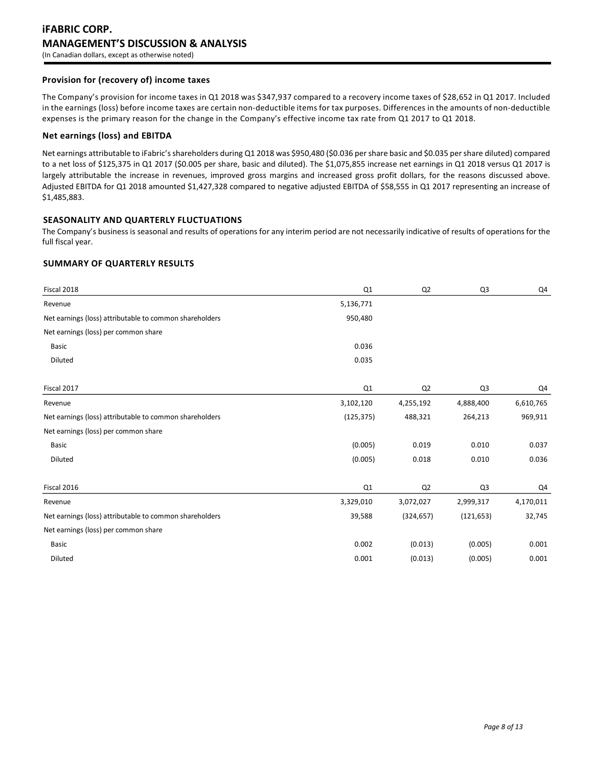### Provision for (recovery of) income taxes

The Company's provision for income taxes in Q1 2018 was $347,937 compared to a recovery income taxes of $28,652 in Q1 2017. Included in the earnings (loss) before income taxes are certain non-deductible items for tax purposes. Differences in the amounts of non-deductible expenses is the primary reason for the change in the Company's effective income tax rate from Q1 2017 to Q1 2018.

### Net earnings (loss) and EBITDA

Net earnings attributable to iFabric's shareholders during Q1 2018 was $950,480 ($0.036 per share basic and $0.035 per share diluted) compared to a net loss of $125,375 in Q1 2017 ($0.005 per share, basic and diluted). The $1,075,855 increase net earnings in Q1 2018 versus Q1 2017 is largely attributable the increase in revenues, improved gross margins and increased gross profit dollars, for the reasons discussed above. Adjusted EBITDA for Q1 2018 amounted $1,427,328 compared to negative adjusted EBITDA of $58,555 in Q1 2017 representing an increase of $1,485,883.

## SEASONALITY AND QUARTERLY FLUCTUATIONS

The Company's business is seasonal and results of operations for any interim period are not necessarily indicative of results of operations for the full fiscal year.

## SUMMARY OF QUARTERLY RESULTS

| Fiscal 2018 | Q1 | Q2 | Q3 | Q4 |
|---|---|---|---|---|
| Revenue | 5,136,771 | | | |
| Net earnings (loss) attributable to common shareholders | 950,480 | | | |
| Net earnings (loss) per common share | | | | |
| Basic | 0.036 | | | |
| Diluted | 0.035 | | | |

| Fiscal 2017 | Q1 | Q2 | Q3 | Q4 |
|---|---|---|---|---|
| Revenue | 3,102,120 | 4,255,192 | 4,888,400 | 6,610,765 |
| Net earnings (loss) attributable to common shareholders | (125,375) | 488,321 | 264,213 | 969,911 |
| Net earnings (loss) per common share | | | | |
| Basic | (0.005) | 0.019 | 0.010 | 0.037 |
| Diluted | (0.005) | 0.018 | 0.010 | 0.036 |

| Fiscal 2016 | Q1 | Q2 | Q3 | Q4 |
|---|---|---|---|---|
| Revenue | 3,329,010 | 3,072,027 | 2,999,317 | 4,170,011 |
| Net earnings (loss) attributable to common shareholders | 39,588 | (324,657) | (121,653) | 32,745 |
| Net earnings (loss) per common share | | | | |
| Basic | 0.002 | (0.013) | (0.005) | 0.001 |
| Diluted | 0.001 | (0.013) | (0.005) | 0.001 |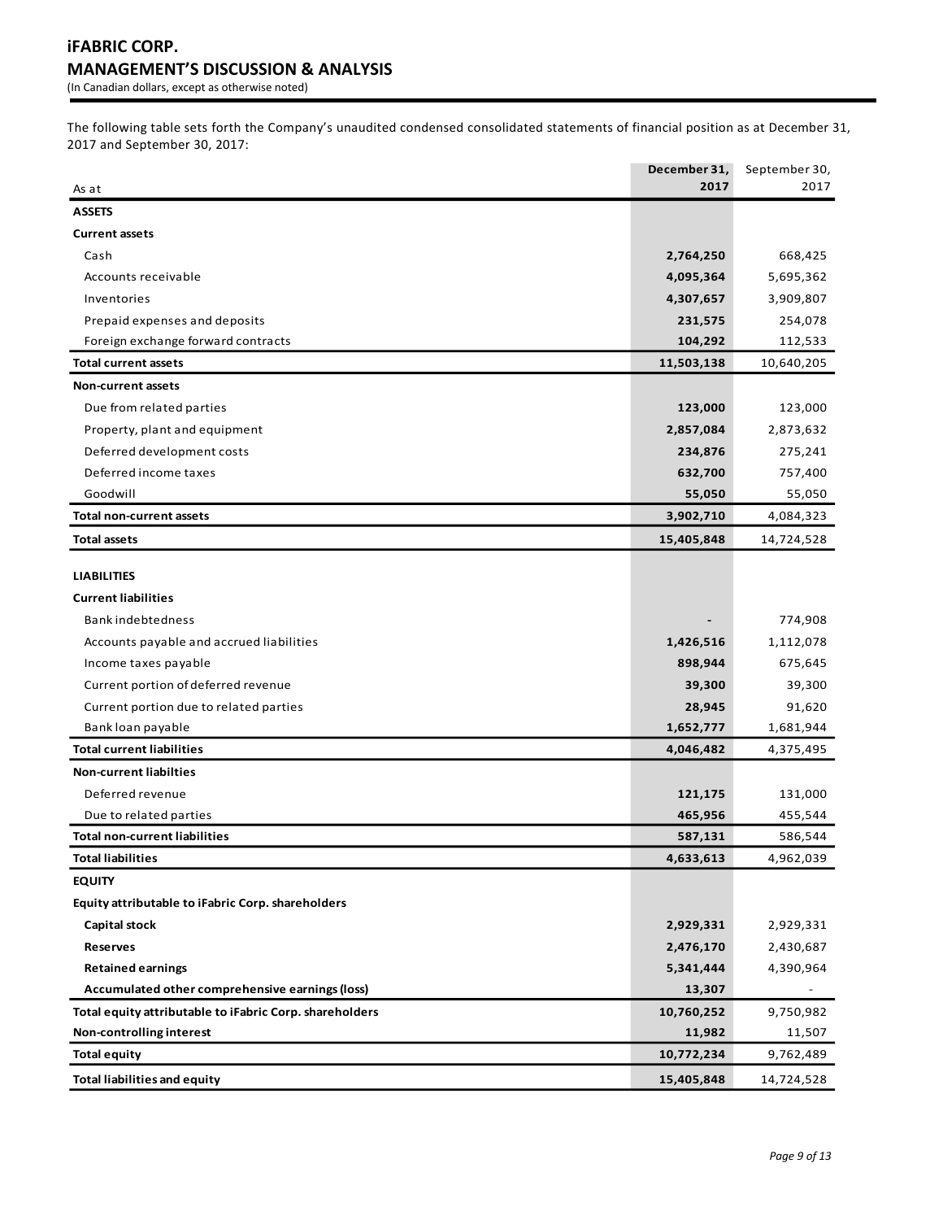# iFABRIC CORP.
# MANAGEMENT'S DISCUSSION & ANALYSIS

(In Canadian dollars, except as otherwise noted)

The following table sets forth the Company's unaudited condensed consolidated statements of financial position as at December 31, 2017 and September 30, 2017:

| As at | **December 31, 2017** | September 30, 2017 |
|---|---|---|
| **ASSETS** | | |
| **Current assets** | | |
| Cash | **2,764,250** | 668,425 |
| Accounts receivable | **4,095,364** | 5,695,362 |
| Inventories | **4,307,657** | 3,909,807 |
| Prepaid expenses and deposits | **231,575** | 254,078 |
| Foreign exchange forward contracts | **104,292** | 112,533 |
| **Total current assets** | **11,503,138** | 10,640,205 |
| **Non-current assets** | | |
| Due from related parties | **123,000** | 123,000 |
| Property, plant and equipment | **2,857,084** | 2,873,632 |
| Deferred development costs | **234,876** | 275,241 |
| Deferred income taxes | **632,700** | 757,400 |
| Goodwill | **55,050** | 55,050 |
| **Total non-current assets** | **3,902,710** | 4,084,323 |
| **Total assets** | **15,405,848** | 14,724,528 |
| **LIABILITIES** | | |
| **Current liabilities** | | |
| Bank indebtedness | **-** | 774,908 |
| Accounts payable and accrued liabilities | **1,426,516** | 1,112,078 |
| Income taxes payable | **898,944** | 675,645 |
| Current portion of deferred revenue | **39,300** | 39,300 |
| Current portion due to related parties | **28,945** | 91,620 |
| Bank loan payable | **1,652,777** | 1,681,944 |
| **Total current liabilities** | **4,046,482** | 4,375,495 |
| **Non-current liabilties** | | |
| Deferred revenue | **121,175** | 131,000 |
| Due to related parties | **465,956** | 455,544 |
| **Total non-current liabilities** | **587,131** | 586,544 |
| **Total liabilities** | **4,633,613** | 4,962,039 |
| **EQUITY** | | |
| **Equity attributable to iFabric Corp. shareholders** | | |
| **Capital stock** | **2,929,331** | 2,929,331 |
| **Reserves** | **2,476,170** | 2,430,687 |
| **Retained earnings** | **5,341,444** | 4,390,964 |
| **Accumulated other comprehensive earnings (loss)** | **13,307** | - |
| **Total equity attributable to iFabric Corp. shareholders** | **10,760,252** | 9,750,982 |
| **Non-controlling interest** | **11,982** | 11,507 |
| **Total equity** | **10,772,234** | 9,762,489 |
| **Total liabilities and equity** | **15,405,848** | 14,724,528 |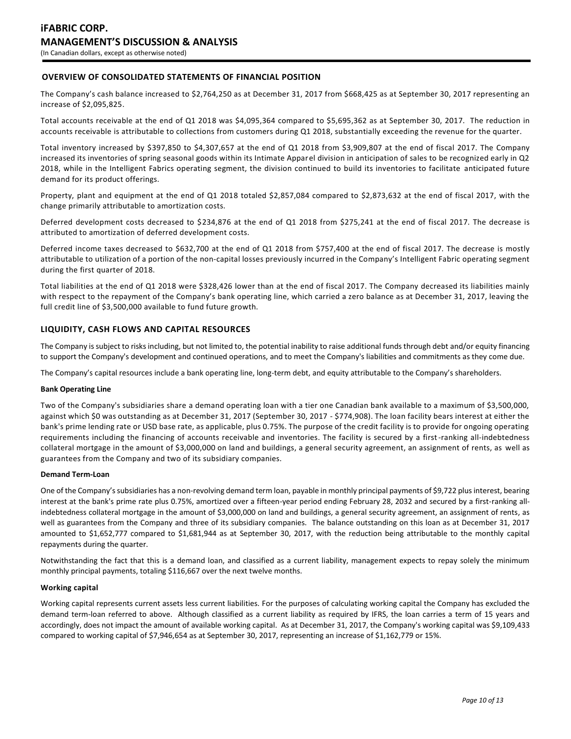## OVERVIEW OF CONSOLIDATED STATEMENTS OF FINANCIAL POSITION

The Company's cash balance increased to $2,764,250 as at December 31, 2017 from $668,425 as at September 30, 2017 representing an increase of $2,095,825.

Total accounts receivable at the end of Q1 2018 was $4,095,364 compared to $5,695,362 as at September 30, 2017. The reduction in accounts receivable is attributable to collections from customers during Q1 2018, substantially exceeding the revenue for the quarter.

Total inventory increased by $397,850 to $4,307,657 at the end of Q1 2018 from $3,909,807 at the end of fiscal 2017. The Company increased its inventories of spring seasonal goods within its Intimate Apparel division in anticipation of sales to be recognized early in Q2 2018, while in the Intelligent Fabrics operating segment, the division continued to build its inventories to facilitate anticipated future demand for its product offerings.

Property, plant and equipment at the end of Q1 2018 totaled $2,857,084 compared to $2,873,632 at the end of fiscal 2017, with the change primarily attributable to amortization costs.

Deferred development costs decreased to $234,876 at the end of Q1 2018 from $275,241 at the end of fiscal 2017. The decrease is attributed to amortization of deferred development costs.

Deferred income taxes decreased to $632,700 at the end of Q1 2018 from $757,400 at the end of fiscal 2017. The decrease is mostly attributable to utilization of a portion of the non-capital losses previously incurred in the Company's Intelligent Fabric operating segment during the first quarter of 2018.

Total liabilities at the end of Q1 2018 were $328,426 lower than at the end of fiscal 2017. The Company decreased its liabilities mainly with respect to the repayment of the Company's bank operating line, which carried a zero balance as at December 31, 2017, leaving the full credit line of $3,500,000 available to fund future growth.

## LIQUIDITY, CASH FLOWS AND CAPITAL RESOURCES

The Company is subject to risks including, but not limited to, the potential inability to raise additional funds through debt and/or equity financing to support the Company's development and continued operations, and to meet the Company's liabilities and commitments as they come due.

The Company's capital resources include a bank operating line, long-term debt, and equity attributable to the Company's shareholders.

**Bank Operating Line**

Two of the Company's subsidiaries share a demand operating loan with a tier one Canadian bank available to a maximum of $3,500,000, against which $0 was outstanding as at December 31, 2017 (September 30, 2017 - $774,908). The loan facility bears interest at either the bank's prime lending rate or USD base rate, as applicable, plus 0.75%. The purpose of the credit facility is to provide for ongoing operating requirements including the financing of accounts receivable and inventories. The facility is secured by a first-ranking all-indebtedness collateral mortgage in the amount of $3,000,000 on land and buildings, a general security agreement, an assignment of rents, as well as guarantees from the Company and two of its subsidiary companies.

**Demand Term-Loan**

One of the Company's subsidiaries has a non-revolving demand term loan, payable in monthly principal payments of $9,722 plus interest, bearing interest at the bank's prime rate plus 0.75%, amortized over a fifteen-year period ending February 28, 2032 and secured by a first-ranking all-indebtedness collateral mortgage in the amount of $3,000,000 on land and buildings, a general security agreement, an assignment of rents, as well as guarantees from the Company and three of its subsidiary companies. The balance outstanding on this loan as at December 31, 2017 amounted to $1,652,777 compared to $1,681,944 as at September 30, 2017, with the reduction being attributable to the monthly capital repayments during the quarter.

Notwithstanding the fact that this is a demand loan, and classified as a current liability, management expects to repay solely the minimum monthly principal payments, totaling $116,667 over the next twelve months.

**Working capital**

Working capital represents current assets less current liabilities. For the purposes of calculating working capital the Company has excluded the demand term-loan referred to above. Although classified as a current liability as required by IFRS, the loan carries a term of 15 years and accordingly, does not impact the amount of available working capital. As at December 31, 2017, the Company's working capital was $9,109,433 compared to working capital of $7,946,654 as at September 30, 2017, representing an increase of $1,162,779 or 15%.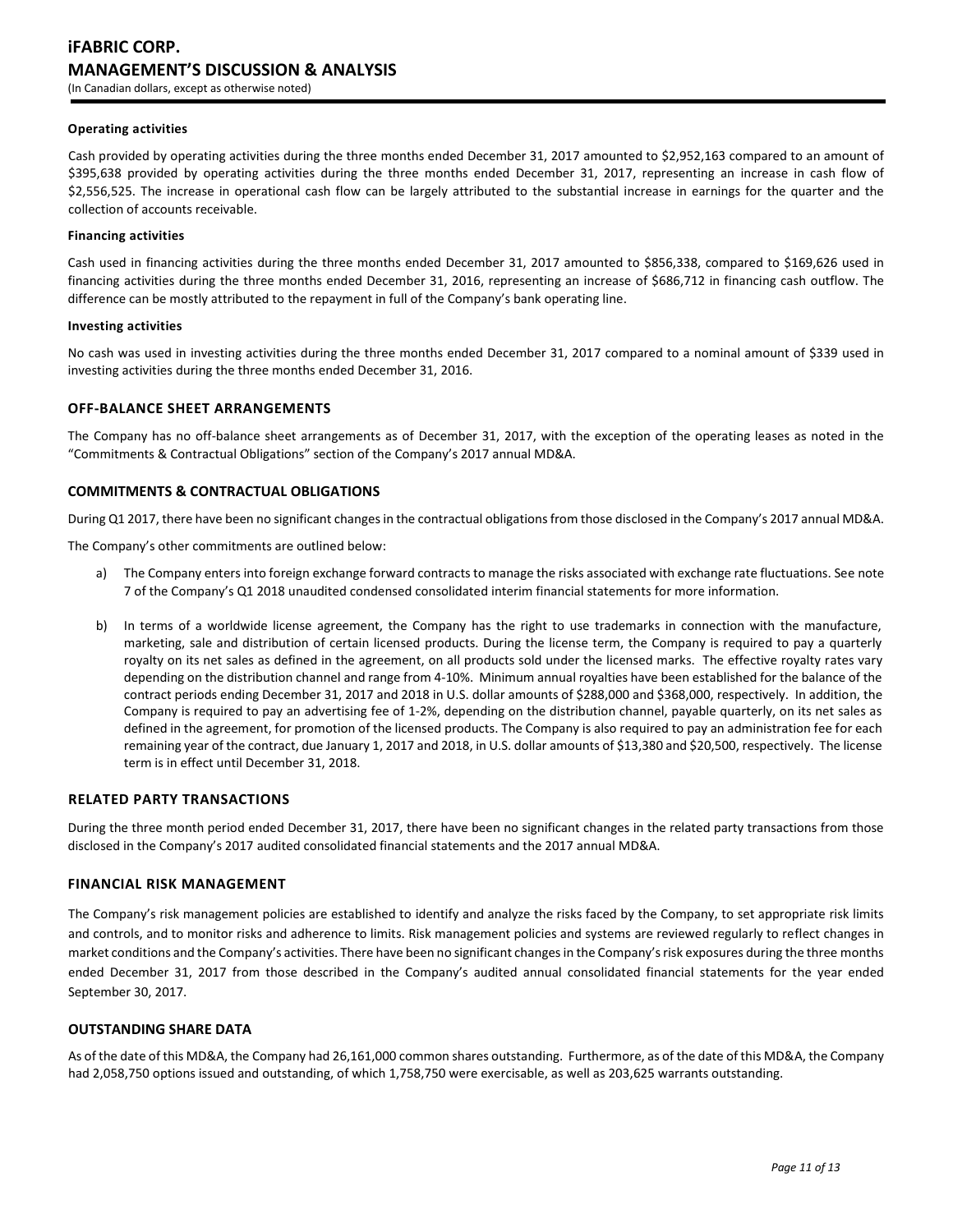**Operating activities**

Cash provided by operating activities during the three months ended December 31, 2017 amounted to $2,952,163 compared to an amount of $395,638 provided by operating activities during the three months ended December 31, 2017, representing an increase in cash flow of $2,556,525. The increase in operational cash flow can be largely attributed to the substantial increase in earnings for the quarter and the collection of accounts receivable.

**Financing activities**

Cash used in financing activities during the three months ended December 31, 2017 amounted to $856,338, compared to $169,626 used in financing activities during the three months ended December 31, 2016, representing an increase of $686,712 in financing cash outflow. The difference can be mostly attributed to the repayment in full of the Company's bank operating line.

**Investing activities**

No cash was used in investing activities during the three months ended December 31, 2017 compared to a nominal amount of $339 used in investing activities during the three months ended December 31, 2016.

## OFF-BALANCE SHEET ARRANGEMENTS

The Company has no off-balance sheet arrangements as of December 31, 2017, with the exception of the operating leases as noted in the "Commitments & Contractual Obligations" section of the Company's 2017 annual MD&A.

## COMMITMENTS & CONTRACTUAL OBLIGATIONS

During Q1 2017, there have been no significant changes in the contractual obligations from those disclosed in the Company's 2017 annual MD&A.

The Company's other commitments are outlined below:

a) The Company enters into foreign exchange forward contracts to manage the risks associated with exchange rate fluctuations. See note 7 of the Company's Q1 2018 unaudited condensed consolidated interim financial statements for more information.

b) In terms of a worldwide license agreement, the Company has the right to use trademarks in connection with the manufacture, marketing, sale and distribution of certain licensed products. During the license term, the Company is required to pay a quarterly royalty on its net sales as defined in the agreement, on all products sold under the licensed marks. The effective royalty rates vary depending on the distribution channel and range from 4-10%. Minimum annual royalties have been established for the balance of the contract periods ending December 31, 2017 and 2018 in U.S. dollar amounts of $288,000 and $368,000, respectively. In addition, the Company is required to pay an advertising fee of 1-2%, depending on the distribution channel, payable quarterly, on its net sales as defined in the agreement, for promotion of the licensed products. The Company is also required to pay an administration fee for each remaining year of the contract, due January 1, 2017 and 2018, in U.S. dollar amounts of $13,380 and $20,500, respectively. The license term is in effect until December 31, 2018.

## RELATED PARTY TRANSACTIONS

During the three month period ended December 31, 2017, there have been no significant changes in the related party transactions from those disclosed in the Company's 2017 audited consolidated financial statements and the 2017 annual MD&A.

## FINANCIAL RISK MANAGEMENT

The Company's risk management policies are established to identify and analyze the risks faced by the Company, to set appropriate risk limits and controls, and to monitor risks and adherence to limits. Risk management policies and systems are reviewed regularly to reflect changes in market conditions and the Company's activities. There have been no significant changes in the Company's risk exposures during the three months ended December 31, 2017 from those described in the Company's audited annual consolidated financial statements for the year ended September 30, 2017.

## OUTSTANDING SHARE DATA

As of the date of this MD&A, the Company had 26,161,000 common shares outstanding. Furthermore, as of the date of this MD&A, the Company had 2,058,750 options issued and outstanding, of which 1,758,750 were exercisable, as well as 203,625 warrants outstanding.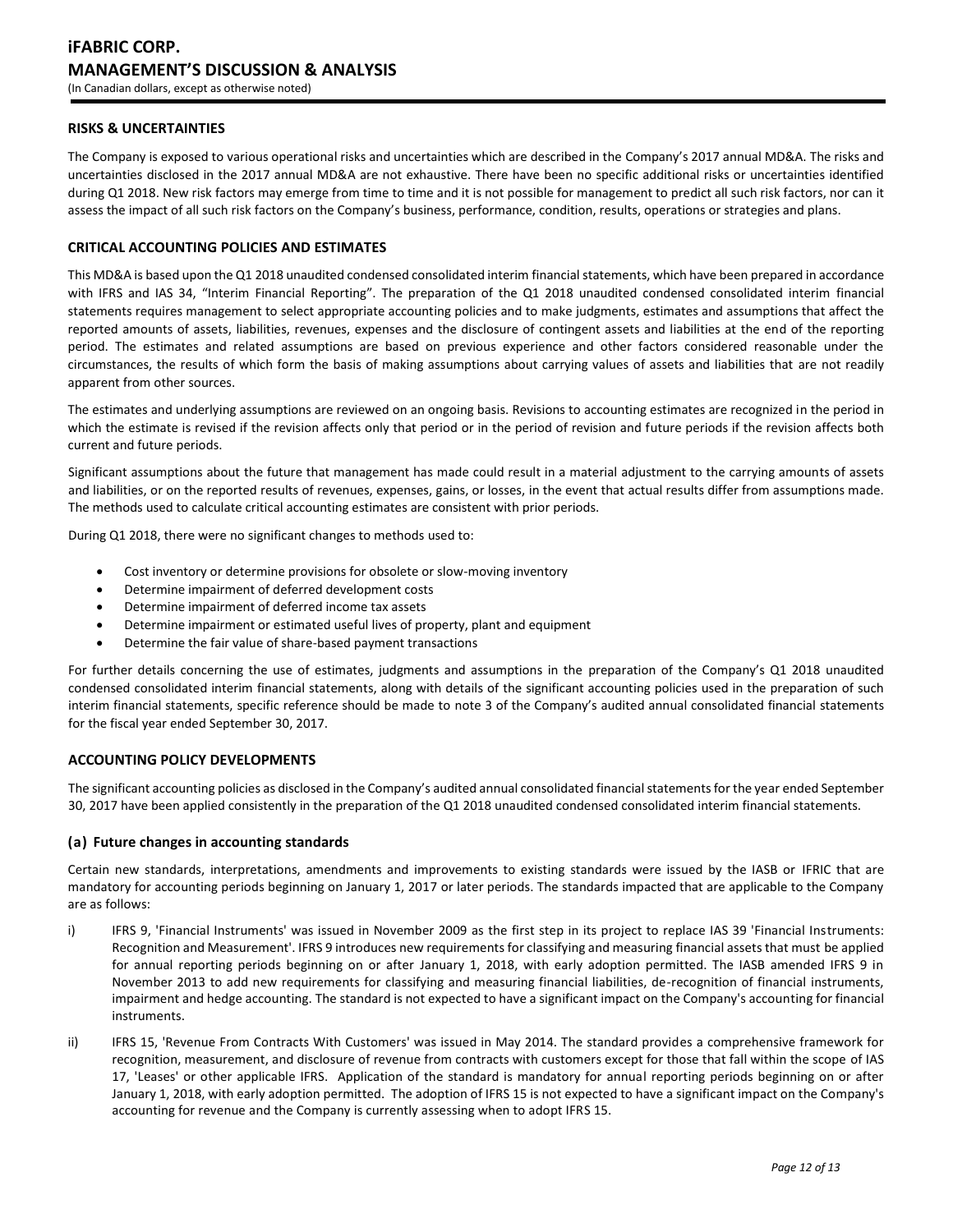## RISKS & UNCERTAINTIES

The Company is exposed to various operational risks and uncertainties which are described in the Company's 2017 annual MD&A. The risks and uncertainties disclosed in the 2017 annual MD&A are not exhaustive. There have been no specific additional risks or uncertainties identified during Q1 2018. New risk factors may emerge from time to time and it is not possible for management to predict all such risk factors, nor can it assess the impact of all such risk factors on the Company's business, performance, condition, results, operations or strategies and plans.

## CRITICAL ACCOUNTING POLICIES AND ESTIMATES

This MD&A is based upon the Q1 2018 unaudited condensed consolidated interim financial statements, which have been prepared in accordance with IFRS and IAS 34, "Interim Financial Reporting". The preparation of the Q1 2018 unaudited condensed consolidated interim financial statements requires management to select appropriate accounting policies and to make judgments, estimates and assumptions that affect the reported amounts of assets, liabilities, revenues, expenses and the disclosure of contingent assets and liabilities at the end of the reporting period. The estimates and related assumptions are based on previous experience and other factors considered reasonable under the circumstances, the results of which form the basis of making assumptions about carrying values of assets and liabilities that are not readily apparent from other sources.

The estimates and underlying assumptions are reviewed on an ongoing basis. Revisions to accounting estimates are recognized in the period in which the estimate is revised if the revision affects only that period or in the period of revision and future periods if the revision affects both current and future periods.

Significant assumptions about the future that management has made could result in a material adjustment to the carrying amounts of assets and liabilities, or on the reported results of revenues, expenses, gains, or losses, in the event that actual results differ from assumptions made. The methods used to calculate critical accounting estimates are consistent with prior periods.

During Q1 2018, there were no significant changes to methods used to:

- Cost inventory or determine provisions for obsolete or slow-moving inventory
- Determine impairment of deferred development costs
- Determine impairment of deferred income tax assets
- Determine impairment or estimated useful lives of property, plant and equipment
- Determine the fair value of share-based payment transactions

For further details concerning the use of estimates, judgments and assumptions in the preparation of the Company's Q1 2018 unaudited condensed consolidated interim financial statements, along with details of the significant accounting policies used in the preparation of such interim financial statements, specific reference should be made to note 3 of the Company's audited annual consolidated financial statements for the fiscal year ended September 30, 2017.

## ACCOUNTING POLICY DEVELOPMENTS

The significant accounting policies as disclosed in the Company's audited annual consolidated financial statements for the year ended September 30, 2017 have been applied consistently in the preparation of the Q1 2018 unaudited condensed consolidated interim financial statements.

### (a) Future changes in accounting standards

Certain new standards, interpretations, amendments and improvements to existing standards were issued by the IASB or IFRIC that are mandatory for accounting periods beginning on January 1, 2017 or later periods. The standards impacted that are applicable to the Company are as follows:

i) IFRS 9, 'Financial Instruments' was issued in November 2009 as the first step in its project to replace IAS 39 'Financial Instruments: Recognition and Measurement'. IFRS 9 introduces new requirements for classifying and measuring financial assets that must be applied for annual reporting periods beginning on or after January 1, 2018, with early adoption permitted. The IASB amended IFRS 9 in November 2013 to add new requirements for classifying and measuring financial liabilities, de-recognition of financial instruments, impairment and hedge accounting. The standard is not expected to have a significant impact on the Company's accounting for financial instruments.

ii) IFRS 15, 'Revenue From Contracts With Customers' was issued in May 2014. The standard provides a comprehensive framework for recognition, measurement, and disclosure of revenue from contracts with customers except for those that fall within the scope of IAS 17, 'Leases' or other applicable IFRS. Application of the standard is mandatory for annual reporting periods beginning on or after January 1, 2018, with early adoption permitted. The adoption of IFRS 15 is not expected to have a significant impact on the Company's accounting for revenue and the Company is currently assessing when to adopt IFRS 15.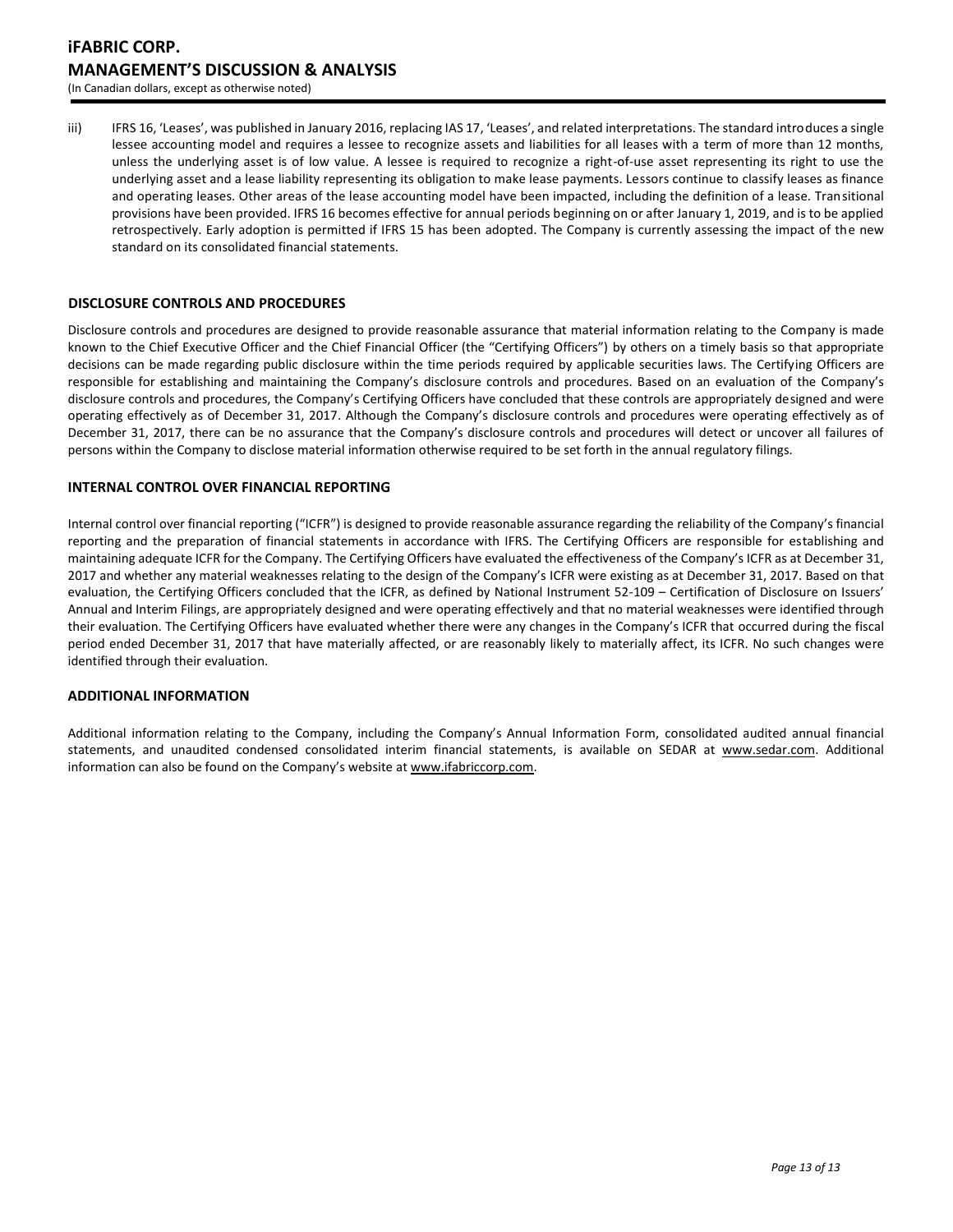iii) IFRS 16, 'Leases', was published in January 2016, replacing IAS 17, 'Leases', and related interpretations. The standard introduces a single lessee accounting model and requires a lessee to recognize assets and liabilities for all leases with a term of more than 12 months, unless the underlying asset is of low value. A lessee is required to recognize a right-of-use asset representing its right to use the underlying asset and a lease liability representing its obligation to make lease payments. Lessors continue to classify leases as finance and operating leases. Other areas of the lease accounting model have been impacted, including the definition of a lease. Transitional provisions have been provided. IFRS 16 becomes effective for annual periods beginning on or after January 1, 2019, and is to be applied retrospectively. Early adoption is permitted if IFRS 15 has been adopted. The Company is currently assessing the impact of the new standard on its consolidated financial statements.

## DISCLOSURE CONTROLS AND PROCEDURES

Disclosure controls and procedures are designed to provide reasonable assurance that material information relating to the Company is made known to the Chief Executive Officer and the Chief Financial Officer (the "Certifying Officers") by others on a timely basis so that appropriate decisions can be made regarding public disclosure within the time periods required by applicable securities laws. The Certifying Officers are responsible for establishing and maintaining the Company's disclosure controls and procedures. Based on an evaluation of the Company's disclosure controls and procedures, the Company's Certifying Officers have concluded that these controls are appropriately designed and were operating effectively as of December 31, 2017. Although the Company's disclosure controls and procedures were operating effectively as of December 31, 2017, there can be no assurance that the Company's disclosure controls and procedures will detect or uncover all failures of persons within the Company to disclose material information otherwise required to be set forth in the annual regulatory filings.

## INTERNAL CONTROL OVER FINANCIAL REPORTING

Internal control over financial reporting ("ICFR") is designed to provide reasonable assurance regarding the reliability of the Company's financial reporting and the preparation of financial statements in accordance with IFRS. The Certifying Officers are responsible for establishing and maintaining adequate ICFR for the Company. The Certifying Officers have evaluated the effectiveness of the Company's ICFR as at December 31, 2017 and whether any material weaknesses relating to the design of the Company's ICFR were existing as at December 31, 2017. Based on that evaluation, the Certifying Officers concluded that the ICFR, as defined by National Instrument 52-109 – Certification of Disclosure on Issuers' Annual and Interim Filings, are appropriately designed and were operating effectively and that no material weaknesses were identified through their evaluation. The Certifying Officers have evaluated whether there were any changes in the Company's ICFR that occurred during the fiscal period ended December 31, 2017 that have materially affected, or are reasonably likely to materially affect, its ICFR. No such changes were identified through their evaluation.

## ADDITIONAL INFORMATION

Additional information relating to the Company, including the Company's Annual Information Form, consolidated audited annual financial statements, and unaudited condensed consolidated interim financial statements, is available on SEDAR at www.sedar.com. Additional information can also be found on the Company's website at www.ifabriccorp.com.